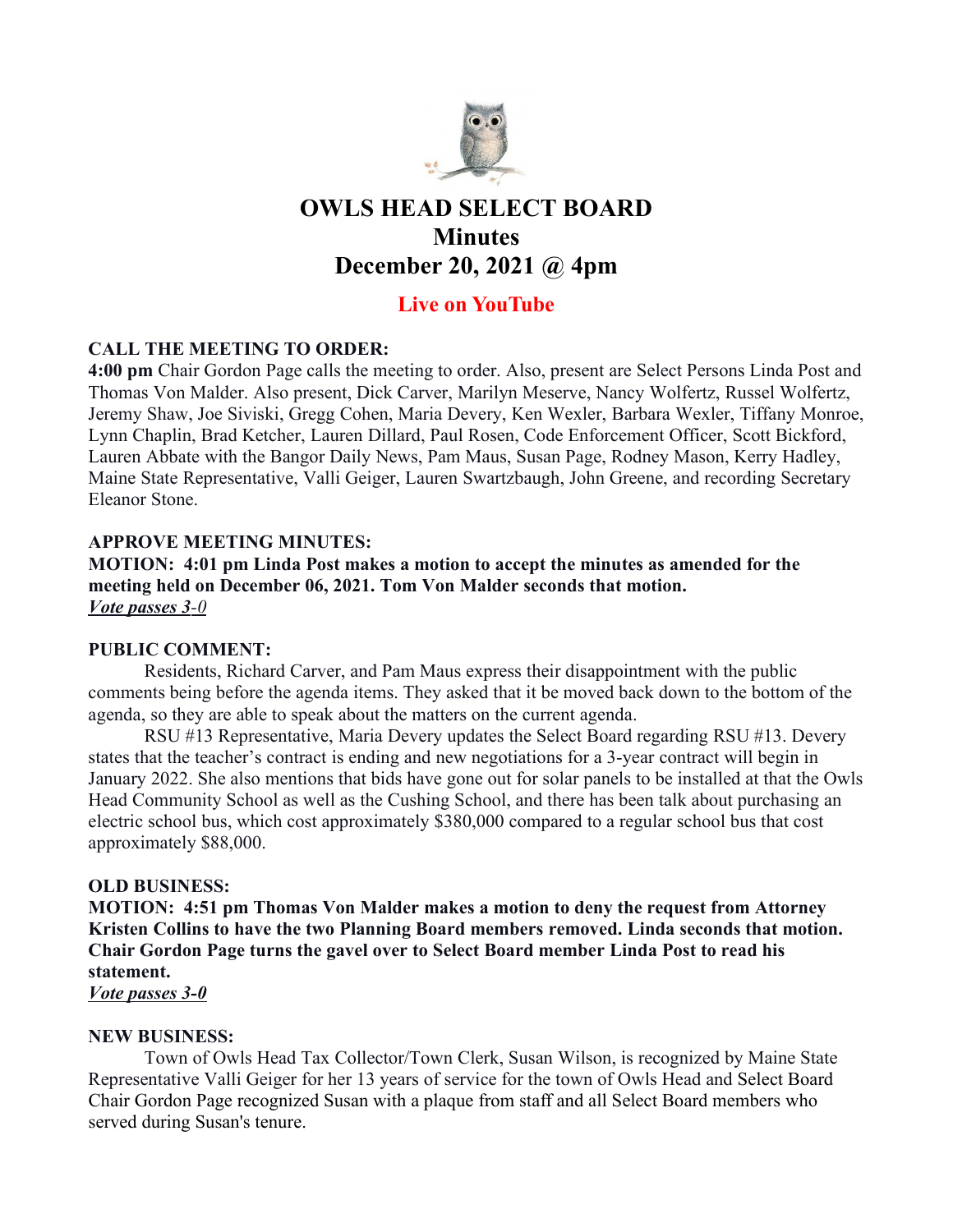# OWLS HEAD SELECT BOARD
## Minutes
## December 20, 2021 @ 4pm

**Live on YouTube**

**CALL THE MEETING TO ORDER:**

**4:00 pm** Chair Gordon Page calls the meeting to order. Also, present are Select Persons Linda Post and Thomas Von Malder. Also present, Dick Carver, Marilyn Meserve, Nancy Wolfertz, Russel Wolfertz, Jeremy Shaw, Joe Siviski, Gregg Cohen, Maria Devery, Ken Wexler, Barbara Wexler, Tiffany Monroe, Lynn Chaplin, Brad Ketcher, Lauren Dillard, Paul Rosen, Code Enforcement Officer, Scott Bickford, Lauren Abbate with the Bangor Daily News, Pam Maus, Susan Page, Rodney Mason, Kerry Hadley, Maine State Representative, Valli Geiger, Lauren Swartzbaugh, John Greene, and recording Secretary Eleanor Stone.

**APPROVE MEETING MINUTES:**

**MOTION: 4:01 pm Linda Post makes a motion to accept the minutes as amended for the meeting held on December 06, 2021. Tom Von Malder seconds that motion.**
***Vote passes 3-0***

**PUBLIC COMMENT:**

Residents, Richard Carver, and Pam Maus express their disappointment with the public comments being before the agenda items. They asked that it be moved back down to the bottom of the agenda, so they are able to speak about the matters on the current agenda.

RSU #13 Representative, Maria Devery updates the Select Board regarding RSU #13. Devery states that the teacher's contract is ending and new negotiations for a 3-year contract will begin in January 2022. She also mentions that bids have gone out for solar panels to be installed at that the Owls Head Community School as well as the Cushing School, and there has been talk about purchasing an electric school bus, which cost approximately $380,000 compared to a regular school bus that cost approximately $88,000.

**OLD BUSINESS:**

**MOTION: 4:51 pm Thomas Von Malder makes a motion to deny the request from Attorney Kristen Collins to have the two Planning Board members removed. Linda seconds that motion. Chair Gordon Page turns the gavel over to Select Board member Linda Post to read his statement.**
***Vote passes 3-0***

**NEW BUSINESS:**

Town of Owls Head Tax Collector/Town Clerk, Susan Wilson, is recognized by Maine State Representative Valli Geiger for her 13 years of service for the town of Owls Head and Select Board Chair Gordon Page recognized Susan with a plaque from staff and all Select Board members who served during Susan's tenure.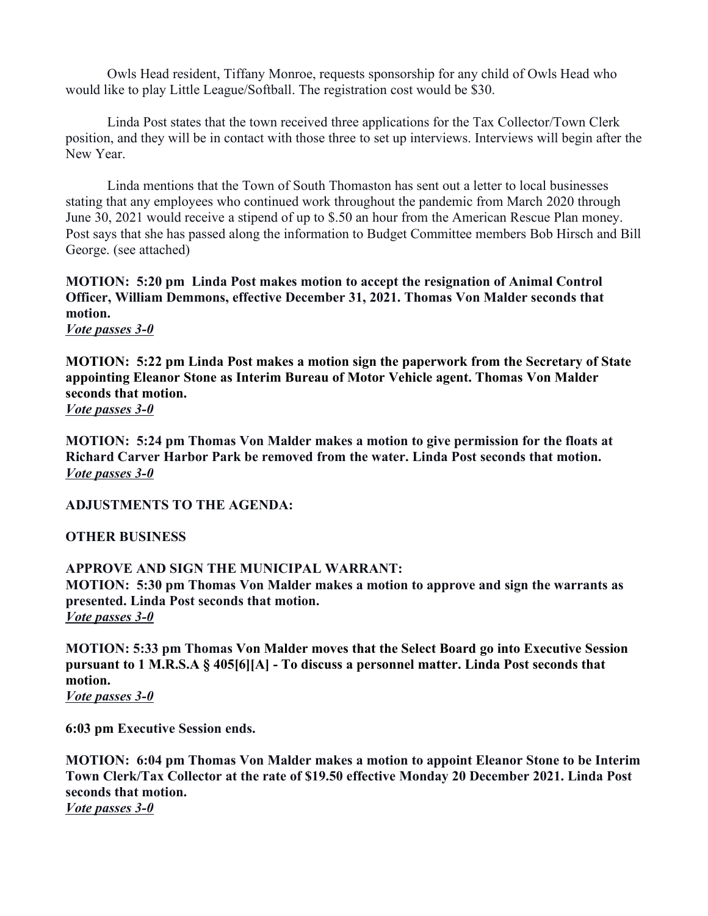Owls Head resident, Tiffany Monroe, requests sponsorship for any child of Owls Head who would like to play Little League/Softball. The registration cost would be $30.

Linda Post states that the town received three applications for the Tax Collector/Town Clerk position, and they will be in contact with those three to set up interviews. Interviews will begin after the New Year.

Linda mentions that the Town of South Thomaston has sent out a letter to local businesses stating that any employees who continued work throughout the pandemic from March 2020 through June 30, 2021 would receive a stipend of up to $.50 an hour from the American Rescue Plan money. Post says that she has passed along the information to Budget Committee members Bob Hirsch and Bill George. (see attached)

**MOTION: 5:20 pm Linda Post makes motion to accept the resignation of Animal Control Officer, William Demmons, effective December 31, 2021. Thomas Von Malder seconds that motion.**
***Vote passes 3-0***

**MOTION: 5:22 pm Linda Post makes a motion sign the paperwork from the Secretary of State appointing Eleanor Stone as Interim Bureau of Motor Vehicle agent. Thomas Von Malder seconds that motion.**
***Vote passes 3-0***

**MOTION: 5:24 pm Thomas Von Malder makes a motion to give permission for the floats at Richard Carver Harbor Park be removed from the water. Linda Post seconds that motion.**
***Vote passes 3-0***

**ADJUSTMENTS TO THE AGENDA:**

**OTHER BUSINESS**

**APPROVE AND SIGN THE MUNICIPAL WARRANT:**
**MOTION: 5:30 pm Thomas Von Malder makes a motion to approve and sign the warrants as presented. Linda Post seconds that motion.**
***Vote passes 3-0***

**MOTION: 5:33 pm Thomas Von Malder moves that the Select Board go into Executive Session pursuant to 1 M.R.S.A § 405[6][A] - To discuss a personnel matter. Linda Post seconds that motion.**
***Vote passes 3-0***

**6:03 pm Executive Session ends.**

**MOTION: 6:04 pm Thomas Von Malder makes a motion to appoint Eleanor Stone to be Interim Town Clerk/Tax Collector at the rate of $19.50 effective Monday 20 December 2021. Linda Post seconds that motion.**
***Vote passes 3-0***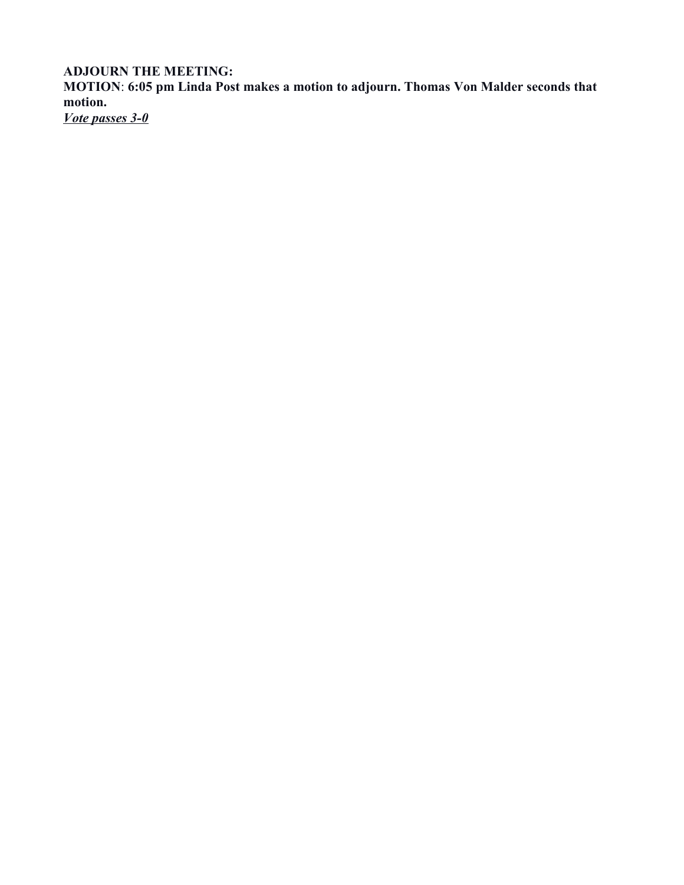**ADJOURN THE MEETING:**
**MOTION**: **6:05 pm Linda Post makes a motion to adjourn. Thomas Von Malder seconds that motion.**
***Vote passes 3-0***